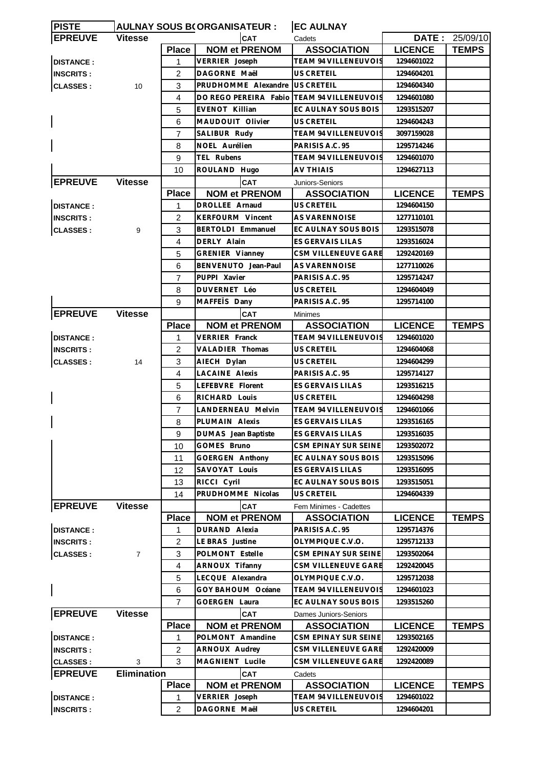| PISTE | AULNAY SOUS BOIS | ORGANISATEUR : | EC AULNAY | | |
|---|---|---|---|---|---|
| **EPREUVE** | **Vitesse** | | **CAT** Cadets | **DATE :** | 25/09/10 |

## EPREUVE Vitesse — CAT Cadets

DISTANCE :
INSCRITS :
CLASSES : 10

| Place | NOM et PRENOM | ASSOCIATION | LICENCE | TEMPS |
|---|---|---|---|---|
| 1 | VERRIER Joseph | TEAM 94 VILLENEUVOIS | 1294601022 | |
| 2 | DAGORNE Maël | US CRETEIL | 1294604201 | |
| 3 | PRUDHOMME Alexandre | US CRETEIL | 1294604340 | |
| 4 | DO REGO PEREIRA Fabio | TEAM 94 VILLENEUVOIS | 1294601080 | |
| 5 | EVENOT Killian | EC AULNAY SOUS BOIS | 1293515207 | |
| 6 | MAUDOUIT Olivier | US CRETEIL | 1294604243 | |
| 7 | SALIBUR Rudy | TEAM 94 VILLENEUVOIS | 3097159028 | |
| 8 | NOEL Aurélien | PARISIS A.C. 95 | 1295714246 | |
| 9 | TEL Rubens | TEAM 94 VILLENEUVOIS | 1294601070 | |
| 10 | ROULAND Hugo | AV THIAIS | 1294627113 | |

## EPREUVE Vitesse — CAT Juniors-Seniors

DISTANCE :
INSCRITS :
CLASSES : 9

| Place | NOM et PRENOM | ASSOCIATION | LICENCE | TEMPS |
|---|---|---|---|---|
| 1 | DROLLEE Arnaud | US CRETEIL | 1294604150 | |
| 2 | KERFOURM Vincent | AS VARENNOISE | 1277110101 | |
| 3 | BERTOLDI Emmanuel | EC AULNAY SOUS BOIS | 1293515078 | |
| 4 | DERLY Alain | ES GERVAIS LILAS | 1293516024 | |
| 5 | GRENIER Vianney | CSM VILLENEUVE GARE | 1292420169 | |
| 6 | BENVENUTO Jean-Paul | AS VARENNOISE | 1277110026 | |
| 7 | PUPPI Xavier | PARISIS A.C. 95 | 1295714247 | |
| 8 | DUVERNET Léo | US CRETEIL | 1294604049 | |
| 9 | MAFFEÏS Dany | PARISIS A.C. 95 | 1295714100 | |

## EPREUVE Vitesse — CAT Minimes

DISTANCE :
INSCRITS :
CLASSES : 14

| Place | NOM et PRENOM | ASSOCIATION | LICENCE | TEMPS |
|---|---|---|---|---|
| 1 | VERRIER Franck | TEAM 94 VILLENEUVOIS | 1294601020 | |
| 2 | VALADIER Thomas | US CRETEIL | 1294604068 | |
| 3 | AIECH Dylan | US CRETEIL | 1294604299 | |
| 4 | LACAINE Alexis | PARISIS A.C. 95 | 1295714127 | |
| 5 | LEFEBVRE Florent | ES GERVAIS LILAS | 1293516215 | |
| 6 | RICHARD Louis | US CRETEIL | 1294604298 | |
| 7 | LANDERNEAU Melvin | TEAM 94 VILLENEUVOIS | 1294601066 | |
| 8 | PLUMAIN Alexis | ES GERVAIS LILAS | 1293516165 | |
| 9 | DUMAS Jean Baptiste | ES GERVAIS LILAS | 1293516035 | |
| 10 | GOMES Bruno | CSM EPINAY SUR SEINE | 1293502072 | |
| 11 | GOERGEN Anthony | EC AULNAY SOUS BOIS | 1293515096 | |
| 12 | SAVOYAT Louis | ES GERVAIS LILAS | 1293516095 | |
| 13 | RICCI Cyril | EC AULNAY SOUS BOIS | 1293515051 | |
| 14 | PRUDHOMME Nicolas | US CRETEIL | 1294604339 | |

## EPREUVE Vitesse — CAT Fem Minimes - Cadettes

DISTANCE :
INSCRITS :
CLASSES : 7

| Place | NOM et PRENOM | ASSOCIATION | LICENCE | TEMPS |
|---|---|---|---|---|
| 1 | DURAND Alexia | PARISIS A.C. 95 | 1295714376 | |
| 2 | LE BRAS Justine | OLYMPIQUE C.V.O. | 1295712133 | |
| 3 | POLMONT Estelle | CSM EPINAY SUR SEINE | 1293502064 | |
| 4 | ARNOUX Tifanny | CSM VILLENEUVE GARE | 1292420045 | |
| 5 | LECQUE Alexandra | OLYMPIQUE C.V.O. | 1295712038 | |
| 6 | GOY BAHOUM Océane | TEAM 94 VILLENEUVOIS | 1294601023 | |
| 7 | GOERGEN Laura | EC AULNAY SOUS BOIS | 1293515260 | |

## EPREUVE Vitesse — CAT Dames Juniors-Seniors

DISTANCE :
INSCRITS :
CLASSES : 3

| Place | NOM et PRENOM | ASSOCIATION | LICENCE | TEMPS |
|---|---|---|---|---|
| 1 | POLMONT Amandine | CSM EPINAY SUR SEINE | 1293502165 | |
| 2 | ARNOUX Audrey | CSM VILLENEUVE GARE | 1292420009 | |
| 3 | MAGNIENT Lucile | CSM VILLENEUVE GARE | 1292420089 | |

## EPREUVE Elimination — CAT Cadets

DISTANCE :
INSCRITS :

| Place | NOM et PRENOM | ASSOCIATION | LICENCE | TEMPS |
|---|---|---|---|---|
| 1 | VERRIER Joseph | TEAM 94 VILLENEUVOIS | 1294601022 | |
| 2 | DAGORNE Maël | US CRETEIL | 1294604201 | |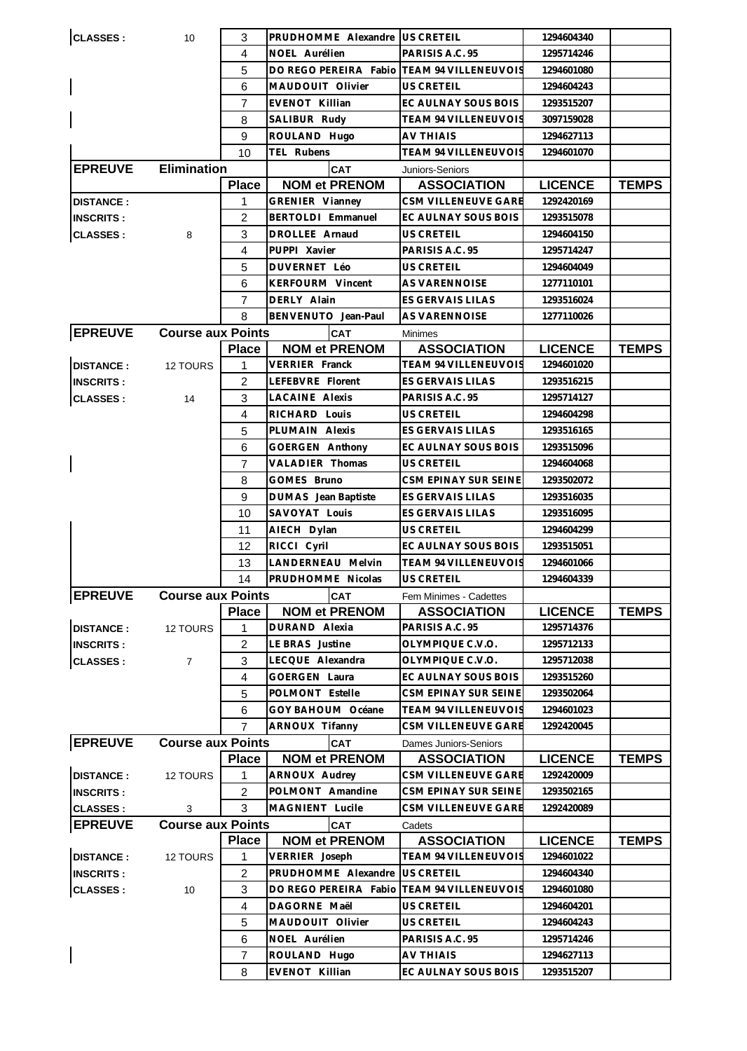| | | | | | | |
|---|---|---|---|---|---|---|
| **CLASSES :** | 10 | 3 | PRUDHOMME Alexandre | US CRETEIL | 1294604340 | |
| | | 4 | NOEL Aurélien | PARISIS A.C. 95 | 1295714246 | |
| | | 5 | DO REGO PEREIRA Fabio | TEAM 94 VILLENEUVOIS | 1294601080 | |
| | | 6 | MAUDOUIT Olivier | US CRETEIL | 1294604243 | |
| | | 7 | EVENOT Killian | EC AULNAY SOUS BOIS | 1293515207 | |
| | | 8 | SALIBUR Rudy | TEAM 94 VILLENEUVOIS | 3097159028 | |
| | | 9 | ROULAND Hugo | AV THIAIS | 1294627113 | |
| | | 10 | TEL Rubens | TEAM 94 VILLENEUVOIS | 1294601070 | |

| **EPREUVE** | **Elimination** | | **CAT** | Juniors-Seniors | | |
|---|---|---|---|---|---|---|
| | | **Place** | **NOM et PRENOM** | **ASSOCIATION** | **LICENCE** | **TEMPS** |
| **DISTANCE :** | | 1 | GRENIER Vianney | CSM VILLENEUVE GARE | 1292420169 | |
| **INSCRITS :** | | 2 | BERTOLDI Emmanuel | EC AULNAY SOUS BOIS | 1293515078 | |
| **CLASSES :** | 8 | 3 | DROLLEE Arnaud | US CRETEIL | 1294604150 | |
| | | 4 | PUPPI Xavier | PARISIS A.C. 95 | 1295714247 | |
| | | 5 | DUVERNET Léo | US CRETEIL | 1294604049 | |
| | | 6 | KERFOURM Vincent | AS VARENNOISE | 1277110101 | |
| | | 7 | DERLY Alain | ES GERVAIS LILAS | 1293516024 | |
| | | 8 | BENVENUTO Jean-Paul | AS VARENNOISE | 1277110026 | |

| **EPREUVE** | **Course aux Points** | | **CAT** | Minimes | | |
|---|---|---|---|---|---|---|
| | | **Place** | **NOM et PRENOM** | **ASSOCIATION** | **LICENCE** | **TEMPS** |
| **DISTANCE :** | 12 TOURS | 1 | VERRIER Franck | TEAM 94 VILLENEUVOIS | 1294601020 | |
| **INSCRITS :** | | 2 | LEFEBVRE Florent | ES GERVAIS LILAS | 1293516215 | |
| **CLASSES :** | 14 | 3 | LACAINE Alexis | PARISIS A.C. 95 | 1295714127 | |
| | | 4 | RICHARD Louis | US CRETEIL | 1294604298 | |
| | | 5 | PLUMAIN Alexis | ES GERVAIS LILAS | 1293516165 | |
| | | 6 | GOERGEN Anthony | EC AULNAY SOUS BOIS | 1293515096 | |
| | | 7 | VALADIER Thomas | US CRETEIL | 1294604068 | |
| | | 8 | GOMES Bruno | CSM EPINAY SUR SEINE | 1293502072 | |
| | | 9 | DUMAS Jean Baptiste | ES GERVAIS LILAS | 1293516035 | |
| | | 10 | SAVOYAT Louis | ES GERVAIS LILAS | 1293516095 | |
| | | 11 | AIECH Dylan | US CRETEIL | 1294604299 | |
| | | 12 | RICCI Cyril | EC AULNAY SOUS BOIS | 1293515051 | |
| | | 13 | LANDERNEAU Melvin | TEAM 94 VILLENEUVOIS | 1294601066 | |
| | | 14 | PRUDHOMME Nicolas | US CRETEIL | 1294604339 | |

| **EPREUVE** | **Course aux Points** | | **CAT** | Fem Minimes - Cadettes | | |
|---|---|---|---|---|---|---|
| | | **Place** | **NOM et PRENOM** | **ASSOCIATION** | **LICENCE** | **TEMPS** |
| **DISTANCE :** | 12 TOURS | 1 | DURAND Alexia | PARISIS A.C. 95 | 1295714376 | |
| **INSCRITS :** | | 2 | LE BRAS Justine | OLYMPIQUE C.V.O. | 1295712133 | |
| **CLASSES :** | 7 | 3 | LECQUE Alexandra | OLYMPIQUE C.V.O. | 1295712038 | |
| | | 4 | GOERGEN Laura | EC AULNAY SOUS BOIS | 1293515260 | |
| | | 5 | POLMONT Estelle | CSM EPINAY SUR SEINE | 1293502064 | |
| | | 6 | GOY BAHOUM Océane | TEAM 94 VILLENEUVOIS | 1294601023 | |
| | | 7 | ARNOUX Tifanny | CSM VILLENEUVE GARE | 1292420045 | |

| **EPREUVE** | **Course aux Points** | | **CAT** | Dames Juniors-Seniors | | |
|---|---|---|---|---|---|---|
| | | **Place** | **NOM et PRENOM** | **ASSOCIATION** | **LICENCE** | **TEMPS** |
| **DISTANCE :** | 12 TOURS | 1 | ARNOUX Audrey | CSM VILLENEUVE GARE | 1292420009 | |
| **INSCRITS :** | | 2 | POLMONT Amandine | CSM EPINAY SUR SEINE | 1293502165 | |
| **CLASSES :** | 3 | 3 | MAGNIENT Lucile | CSM VILLENEUVE GARE | 1292420089 | |

| **EPREUVE** | **Course aux Points** | | **CAT** | Cadets | | |
|---|---|---|---|---|---|---|
| | | **Place** | **NOM et PRENOM** | **ASSOCIATION** | **LICENCE** | **TEMPS** |
| **DISTANCE :** | 12 TOURS | 1 | VERRIER Joseph | TEAM 94 VILLENEUVOIS | 1294601022 | |
| **INSCRITS :** | | 2 | PRUDHOMME Alexandre | US CRETEIL | 1294604340 | |
| **CLASSES :** | 10 | 3 | DO REGO PEREIRA Fabio | TEAM 94 VILLENEUVOIS | 1294601080 | |
| | | 4 | DAGORNE Maël | US CRETEIL | 1294604201 | |
| | | 5 | MAUDOUIT Olivier | US CRETEIL | 1294604243 | |
| | | 6 | NOEL Aurélien | PARISIS A.C. 95 | 1295714246 | |
| | | 7 | ROULAND Hugo | AV THIAIS | 1294627113 | |
| | | 8 | EVENOT Killian | EC AULNAY SOUS BOIS | 1293515207 | |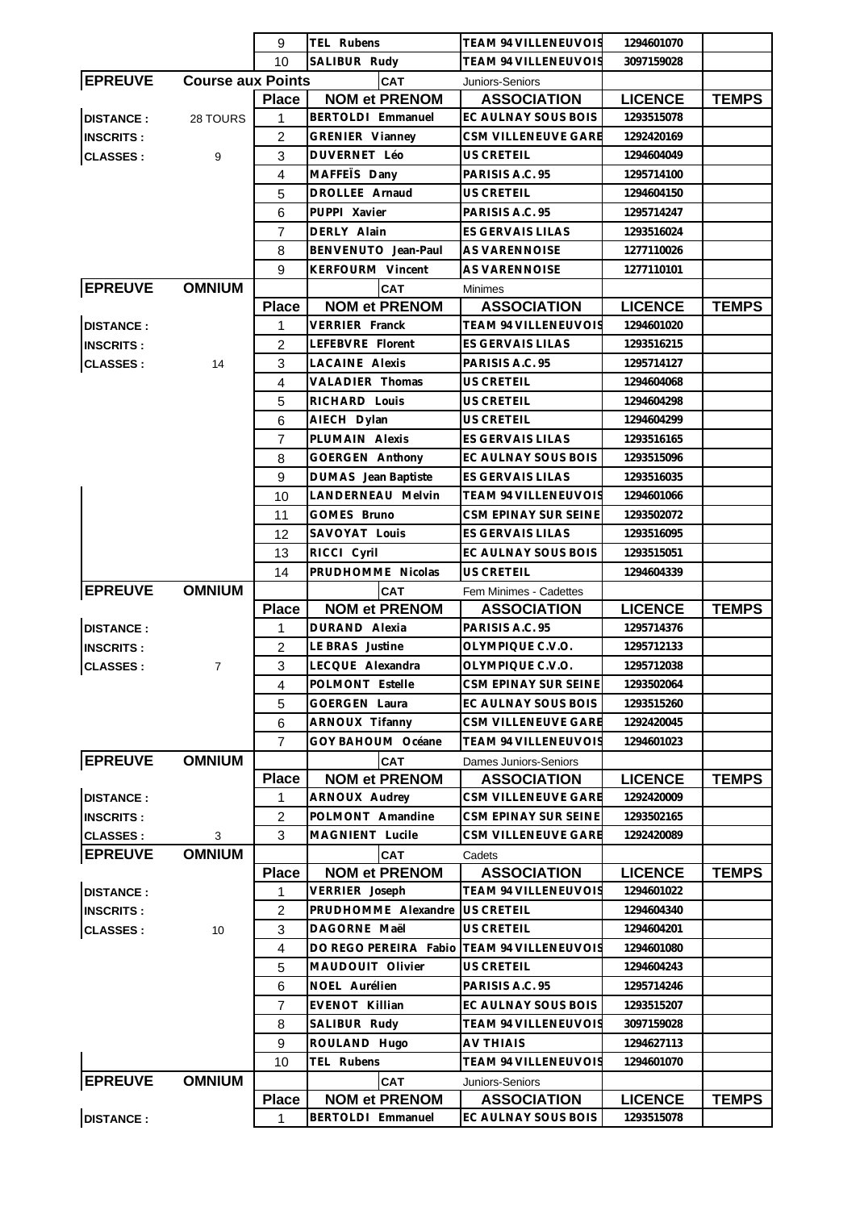| | | Place | NOM et PRENOM | ASSOCIATION | LICENCE | TEMPS |
|---|---|---|---|---|---|---|
| | | 9 | TEL Rubens | TEAM 94 VILLENEUVOIS | 1294601070 | |
| | | 10 | SALIBUR Rudy | TEAM 94 VILLENEUVOIS | 3097159028 | |

| EPREUVE | Course aux Points | | CAT | Juniors-Seniors | | |
|---|---|---|---|---|---|---|
| | | Place | NOM et PRENOM | ASSOCIATION | LICENCE | TEMPS |
| DISTANCE : | 28 TOURS | 1 | BERTOLDI Emmanuel | EC AULNAY SOUS BOIS | 1293515078 | |
| INSCRITS : | | 2 | GRENIER Vianney | CSM VILLENEUVE GARE | 1292420169 | |
| CLASSES : | 9 | 3 | DUVERNET Léo | US CRETEIL | 1294604049 | |
| | | 4 | MAFFEÏS Dany | PARISIS A.C. 95 | 1295714100 | |
| | | 5 | DROLLEE Arnaud | US CRETEIL | 1294604150 | |
| | | 6 | PUPPI Xavier | PARISIS A.C. 95 | 1295714247 | |
| | | 7 | DERLY Alain | ES GERVAIS LILAS | 1293516024 | |
| | | 8 | BENVENUTO Jean-Paul | AS VARENNOISE | 1277110026 | |
| | | 9 | KERFOURM Vincent | AS VARENNOISE | 1277110101 | |

| EPREUVE | OMNIUM | | CAT | Minimes | | |
|---|---|---|---|---|---|---|
| | | Place | NOM et PRENOM | ASSOCIATION | LICENCE | TEMPS |
| DISTANCE : | | 1 | VERRIER Franck | TEAM 94 VILLENEUVOIS | 1294601020 | |
| INSCRITS : | | 2 | LEFEBVRE Florent | ES GERVAIS LILAS | 1293516215 | |
| CLASSES : | 14 | 3 | LACAINE Alexis | PARISIS A.C. 95 | 1295714127 | |
| | | 4 | VALADIER Thomas | US CRETEIL | 1294604068 | |
| | | 5 | RICHARD Louis | US CRETEIL | 1294604298 | |
| | | 6 | AIECH Dylan | US CRETEIL | 1294604299 | |
| | | 7 | PLUMAIN Alexis | ES GERVAIS LILAS | 1293516165 | |
| | | 8 | GOERGEN Anthony | EC AULNAY SOUS BOIS | 1293515096 | |
| | | 9 | DUMAS Jean Baptiste | ES GERVAIS LILAS | 1293516035 | |
| | | 10 | LANDERNEAU Melvin | TEAM 94 VILLENEUVOIS | 1294601066 | |
| | | 11 | GOMES Bruno | CSM EPINAY SUR SEINE | 1293502072 | |
| | | 12 | SAVOYAT Louis | ES GERVAIS LILAS | 1293516095 | |
| | | 13 | RICCI Cyril | EC AULNAY SOUS BOIS | 1293515051 | |
| | | 14 | PRUDHOMME Nicolas | US CRETEIL | 1294604339 | |

| EPREUVE | OMNIUM | | CAT | Fem Minimes - Cadettes | | |
|---|---|---|---|---|---|---|
| | | Place | NOM et PRENOM | ASSOCIATION | LICENCE | TEMPS |
| DISTANCE : | | 1 | DURAND Alexia | PARISIS A.C. 95 | 1295714376 | |
| INSCRITS : | | 2 | LE BRAS Justine | OLYMPIQUE C.V.O. | 1295712133 | |
| CLASSES : | 7 | 3 | LECQUE Alexandra | OLYMPIQUE C.V.O. | 1295712038 | |
| | | 4 | POLMONT Estelle | CSM EPINAY SUR SEINE | 1293502064 | |
| | | 5 | GOERGEN Laura | EC AULNAY SOUS BOIS | 1293515260 | |
| | | 6 | ARNOUX Tifanny | CSM VILLENEUVE GARE | 1292420045 | |
| | | 7 | GOY BAHOUM Océane | TEAM 94 VILLENEUVOIS | 1294601023 | |

| EPREUVE | OMNIUM | | CAT | Dames Juniors-Seniors | | |
|---|---|---|---|---|---|---|
| | | Place | NOM et PRENOM | ASSOCIATION | LICENCE | TEMPS |
| DISTANCE : | | 1 | ARNOUX Audrey | CSM VILLENEUVE GARE | 1292420009 | |
| INSCRITS : | | 2 | POLMONT Amandine | CSM EPINAY SUR SEINE | 1293502165 | |
| CLASSES : | 3 | 3 | MAGNIENT Lucile | CSM VILLENEUVE GARE | 1292420089 | |

| EPREUVE | OMNIUM | | CAT | Cadets | | |
|---|---|---|---|---|---|---|
| | | Place | NOM et PRENOM | ASSOCIATION | LICENCE | TEMPS |
| DISTANCE : | | 1 | VERRIER Joseph | TEAM 94 VILLENEUVOIS | 1294601022 | |
| INSCRITS : | | 2 | PRUDHOMME Alexandre | US CRETEIL | 1294604340 | |
| CLASSES : | 10 | 3 | DAGORNE Maël | US CRETEIL | 1294604201 | |
| | | 4 | DO REGO PEREIRA Fabio | TEAM 94 VILLENEUVOIS | 1294601080 | |
| | | 5 | MAUDOUIT Olivier | US CRETEIL | 1294604243 | |
| | | 6 | NOEL Aurélien | PARISIS A.C. 95 | 1295714246 | |
| | | 7 | EVENOT Killian | EC AULNAY SOUS BOIS | 1293515207 | |
| | | 8 | SALIBUR Rudy | TEAM 94 VILLENEUVOIS | 3097159028 | |
| | | 9 | ROULAND Hugo | AV THIAIS | 1294627113 | |
| | | 10 | TEL Rubens | TEAM 94 VILLENEUVOIS | 1294601070 | |

| EPREUVE | OMNIUM | | CAT | Juniors-Seniors | | |
|---|---|---|---|---|---|---|
| | | Place | NOM et PRENOM | ASSOCIATION | LICENCE | TEMPS |
| DISTANCE : | | 1 | BERTOLDI Emmanuel | EC AULNAY SOUS BOIS | 1293515078 | |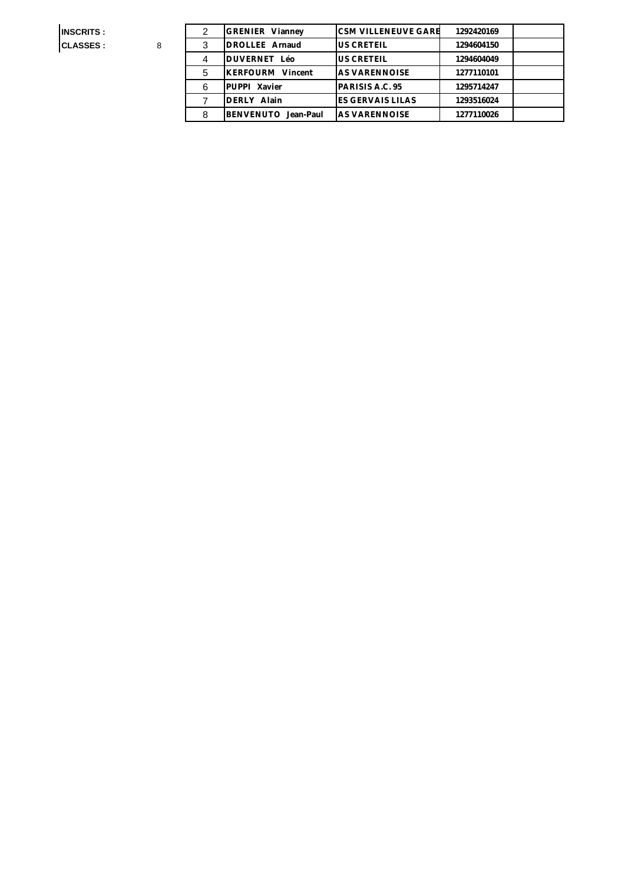**INSCRITS :**

**CLASSES :** 8

| | | | | |
|---|---|---|---|---|
| 2 | **GRENIER Vianney** | **CSM VILLENEUVE GARE** | **1292420169** | |
| 3 | **DROLLEE Arnaud** | **US CRETEIL** | **1294604150** | |
| 4 | **DUVERNET Léo** | **US CRETEIL** | **1294604049** | |
| 5 | **KERFOURM Vincent** | **AS VARENNOISE** | **1277110101** | |
| 6 | **PUPPI Xavier** | **PARISIS A.C. 95** | **1295714247** | |
| 7 | **DERLY Alain** | **ES GERVAIS LILAS** | **1293516024** | |
| 8 | **BENVENUTO Jean-Paul** | **AS VARENNOISE** | **1277110026** | |